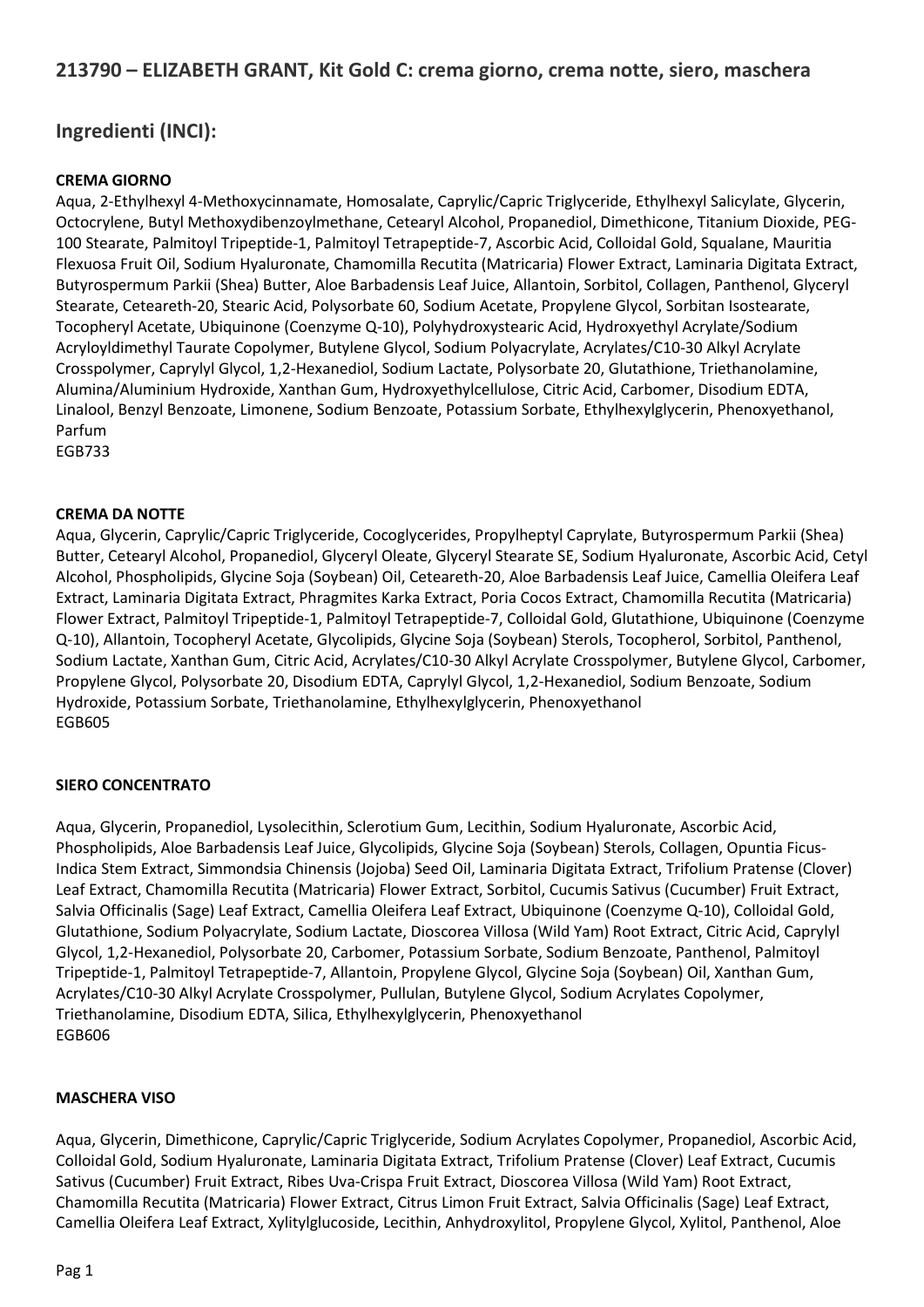## 213790 – ELIZABETH GRANT, Kit Gold C: crema giorno, crema notte, siero, maschera

## Ingredienti (INCI):

**CREMA GIORNO**

Aqua, 2-Ethylhexyl 4-Methoxycinnamate, Homosalate, Caprylic/Capric Triglyceride, Ethylhexyl Salicylate, Glycerin, Octocrylene, Butyl Methoxydibenzoylmethane, Cetearyl Alcohol, Propanediol, Dimethicone, Titanium Dioxide, PEG-100 Stearate, Palmitoyl Tripeptide-1, Palmitoyl Tetrapeptide-7, Ascorbic Acid, Colloidal Gold, Squalane, Mauritia Flexuosa Fruit Oil, Sodium Hyaluronate, Chamomilla Recutita (Matricaria) Flower Extract, Laminaria Digitata Extract, Butyrospermum Parkii (Shea) Butter, Aloe Barbadensis Leaf Juice, Allantoin, Sorbitol, Collagen, Panthenol, Glyceryl Stearate, Ceteareth-20, Stearic Acid, Polysorbate 60, Sodium Acetate, Propylene Glycol, Sorbitan Isostearate, Tocopheryl Acetate, Ubiquinone (Coenzyme Q-10), Polyhydroxystearic Acid, Hydroxyethyl Acrylate/Sodium Acryloyldimethyl Taurate Copolymer, Butylene Glycol, Sodium Polyacrylate, Acrylates/C10-30 Alkyl Acrylate Crosspolymer, Caprylyl Glycol, 1,2-Hexanediol, Sodium Lactate, Polysorbate 20, Glutathione, Triethanolamine, Alumina/Aluminium Hydroxide, Xanthan Gum, Hydroxyethylcellulose, Citric Acid, Carbomer, Disodium EDTA, Linalool, Benzyl Benzoate, Limonene, Sodium Benzoate, Potassium Sorbate, Ethylhexylglycerin, Phenoxyethanol, Parfum
EGB733

**CREMA DA NOTTE**

Aqua, Glycerin, Caprylic/Capric Triglyceride, Cocoglycerides, Propylheptyl Caprylate, Butyrospermum Parkii (Shea) Butter, Cetearyl Alcohol, Propanediol, Glyceryl Oleate, Glyceryl Stearate SE, Sodium Hyaluronate, Ascorbic Acid, Cetyl Alcohol, Phospholipids, Glycine Soja (Soybean) Oil, Ceteareth-20, Aloe Barbadensis Leaf Juice, Camellia Oleifera Leaf Extract, Laminaria Digitata Extract, Phragmites Karka Extract, Poria Cocos Extract, Chamomilla Recutita (Matricaria) Flower Extract, Palmitoyl Tripeptide-1, Palmitoyl Tetrapeptide-7, Colloidal Gold, Glutathione, Ubiquinone (Coenzyme Q-10), Allantoin, Tocopheryl Acetate, Glycolipids, Glycine Soja (Soybean) Sterols, Tocopherol, Sorbitol, Panthenol, Sodium Lactate, Xanthan Gum, Citric Acid, Acrylates/C10-30 Alkyl Acrylate Crosspolymer, Butylene Glycol, Carbomer, Propylene Glycol, Polysorbate 20, Disodium EDTA, Caprylyl Glycol, 1,2-Hexanediol, Sodium Benzoate, Sodium Hydroxide, Potassium Sorbate, Triethanolamine, Ethylhexylglycerin, Phenoxyethanol
EGB605

**SIERO CONCENTRATO**

Aqua, Glycerin, Propanediol, Lysolecithin, Sclerotium Gum, Lecithin, Sodium Hyaluronate, Ascorbic Acid, Phospholipids, Aloe Barbadensis Leaf Juice, Glycolipids, Glycine Soja (Soybean) Sterols, Collagen, Opuntia Ficus-Indica Stem Extract, Simmondsia Chinensis (Jojoba) Seed Oil, Laminaria Digitata Extract, Trifolium Pratense (Clover) Leaf Extract, Chamomilla Recutita (Matricaria) Flower Extract, Sorbitol, Cucumis Sativus (Cucumber) Fruit Extract, Salvia Officinalis (Sage) Leaf Extract, Camellia Oleifera Leaf Extract, Ubiquinone (Coenzyme Q-10), Colloidal Gold, Glutathione, Sodium Polyacrylate, Sodium Lactate, Dioscorea Villosa (Wild Yam) Root Extract, Citric Acid, Caprylyl Glycol, 1,2-Hexanediol, Polysorbate 20, Carbomer, Potassium Sorbate, Sodium Benzoate, Panthenol, Palmitoyl Tripeptide-1, Palmitoyl Tetrapeptide-7, Allantoin, Propylene Glycol, Glycine Soja (Soybean) Oil, Xanthan Gum, Acrylates/C10-30 Alkyl Acrylate Crosspolymer, Pullulan, Butylene Glycol, Sodium Acrylates Copolymer, Triethanolamine, Disodium EDTA, Silica, Ethylhexylglycerin, Phenoxyethanol
EGB606

**MASCHERA VISO**

Aqua, Glycerin, Dimethicone, Caprylic/Capric Triglyceride, Sodium Acrylates Copolymer, Propanediol, Ascorbic Acid, Colloidal Gold, Sodium Hyaluronate, Laminaria Digitata Extract, Trifolium Pratense (Clover) Leaf Extract, Cucumis Sativus (Cucumber) Fruit Extract, Ribes Uva-Crispa Fruit Extract, Dioscorea Villosa (Wild Yam) Root Extract, Chamomilla Recutita (Matricaria) Flower Extract, Citrus Limon Fruit Extract, Salvia Officinalis (Sage) Leaf Extract, Camellia Oleifera Leaf Extract, Xylitylglucoside, Lecithin, Anhydroxylitol, Propylene Glycol, Xylitol, Panthenol, Aloe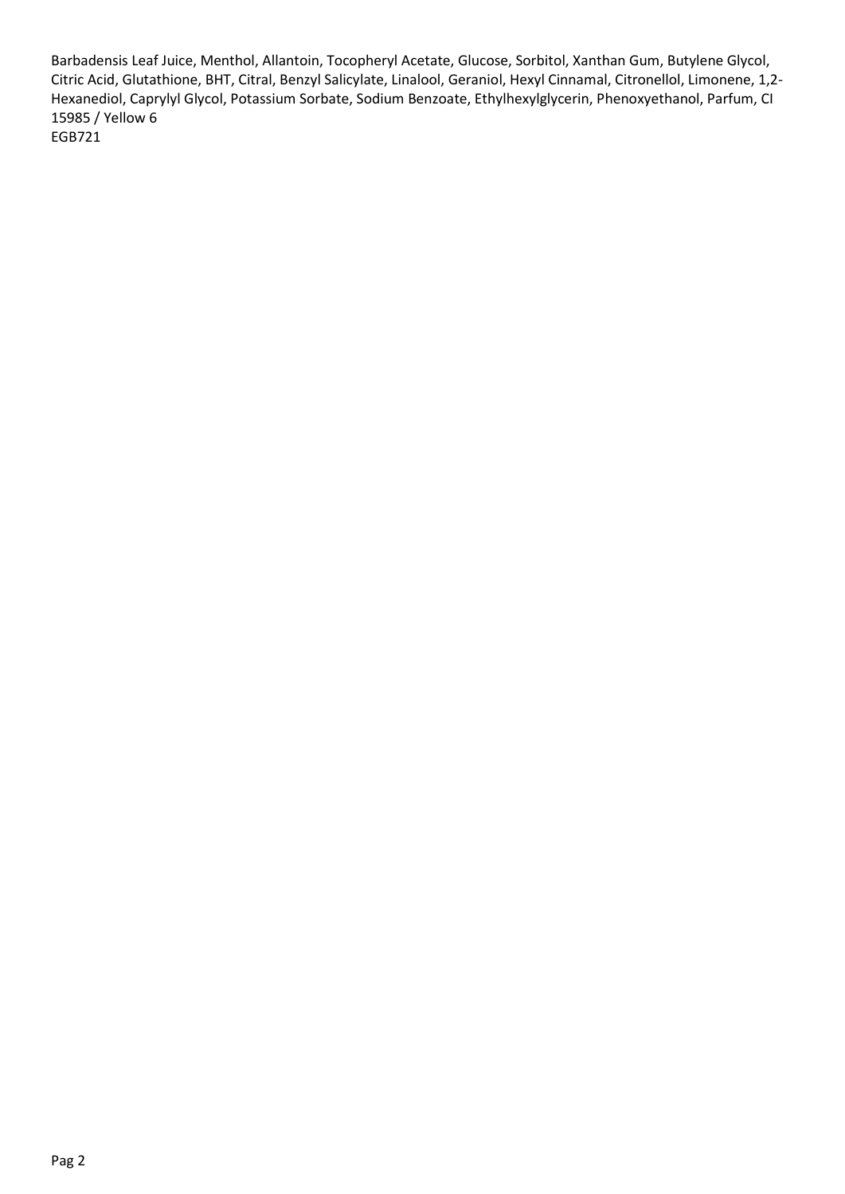Barbadensis Leaf Juice, Menthol, Allantoin, Tocopheryl Acetate, Glucose, Sorbitol, Xanthan Gum, Butylene Glycol, Citric Acid, Glutathione, BHT, Citral, Benzyl Salicylate, Linalool, Geraniol, Hexyl Cinnamal, Citronellol, Limonene, 1,2-Hexanediol, Caprylyl Glycol, Potassium Sorbate, Sodium Benzoate, Ethylhexylglycerin, Phenoxyethanol, Parfum, CI 15985 / Yellow 6
EGB721